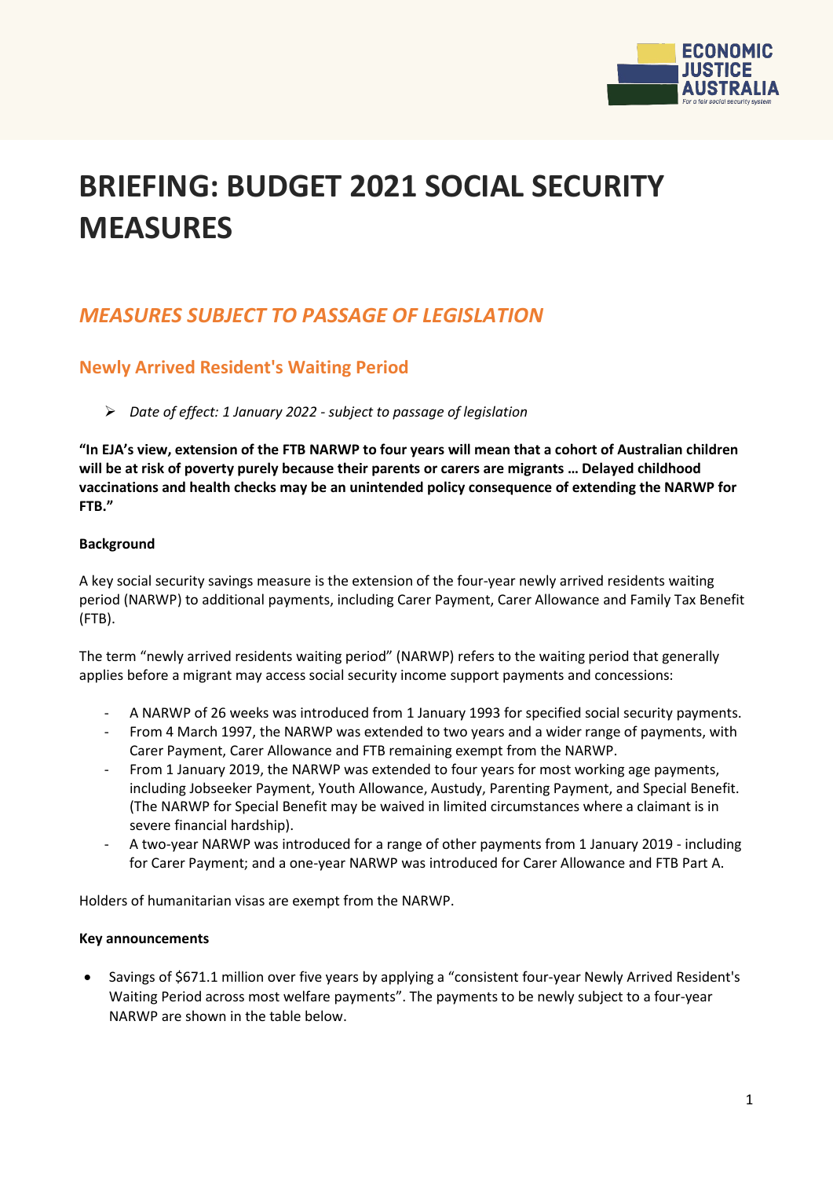# BRIEFING: BUDGET 2021 SOCIAL SECURITY MEASURES

## *MEASURES SUBJECT TO PASSAGE OF LEGISLATION*

### Newly Arrived Resident's Waiting Period

- *Date of effect: 1 January 2022 - subject to passage of legislation*

**"In EJA's view, extension of the FTB NARWP to four years will mean that a cohort of Australian children will be at risk of poverty purely because their parents or carers are migrants … Delayed childhood vaccinations and health checks may be an unintended policy consequence of extending the NARWP for FTB."**

**Background**

A key social security savings measure is the extension of the four-year newly arrived residents waiting period (NARWP) to additional payments, including Carer Payment, Carer Allowance and Family Tax Benefit (FTB).

The term "newly arrived residents waiting period" (NARWP) refers to the waiting period that generally applies before a migrant may access social security income support payments and concessions:

- A NARWP of 26 weeks was introduced from 1 January 1993 for specified social security payments.
- From 4 March 1997, the NARWP was extended to two years and a wider range of payments, with Carer Payment, Carer Allowance and FTB remaining exempt from the NARWP.
- From 1 January 2019, the NARWP was extended to four years for most working age payments, including Jobseeker Payment, Youth Allowance, Austudy, Parenting Payment, and Special Benefit. (The NARWP for Special Benefit may be waived in limited circumstances where a claimant is in severe financial hardship).
- A two-year NARWP was introduced for a range of other payments from 1 January 2019 - including for Carer Payment; and a one-year NARWP was introduced for Carer Allowance and FTB Part A.

Holders of humanitarian visas are exempt from the NARWP.

**Key announcements**

- Savings of $671.1 million over five years by applying a "consistent four-year Newly Arrived Resident's Waiting Period across most welfare payments". The payments to be newly subject to a four-year NARWP are shown in the table below.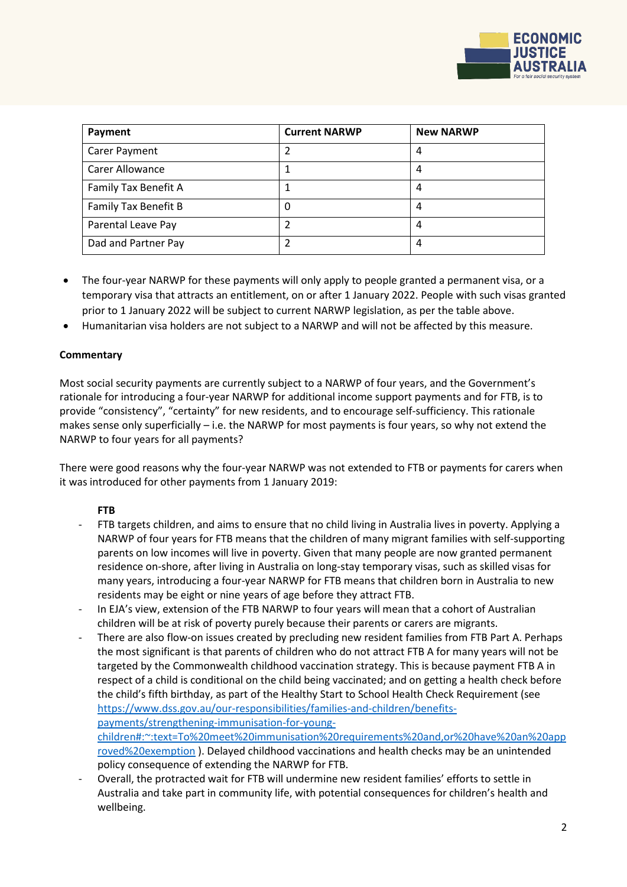| Payment | Current NARWP | New NARWP |
| --- | --- | --- |
| Carer Payment | 2 | 4 |
| Carer Allowance | 1 | 4 |
| Family Tax Benefit A | 1 | 4 |
| Family Tax Benefit B | 0 | 4 |
| Parental Leave Pay | 2 | 4 |
| Dad and Partner Pay | 2 | 4 |

- The four-year NARWP for these payments will only apply to people granted a permanent visa, or a temporary visa that attracts an entitlement, on or after 1 January 2022. People with such visas granted prior to 1 January 2022 will be subject to current NARWP legislation, as per the table above.
- Humanitarian visa holders are not subject to a NARWP and will not be affected by this measure.

**Commentary**

Most social security payments are currently subject to a NARWP of four years, and the Government's rationale for introducing a four-year NARWP for additional income support payments and for FTB, is to provide "consistency", "certainty" for new residents, and to encourage self-sufficiency. This rationale makes sense only superficially – i.e. the NARWP for most payments is four years, so why not extend the NARWP to four years for all payments?

There were good reasons why the four-year NARWP was not extended to FTB or payments for carers when it was introduced for other payments from 1 January 2019:

**FTB**

- FTB targets children, and aims to ensure that no child living in Australia lives in poverty. Applying a NARWP of four years for FTB means that the children of many migrant families with self-supporting parents on low incomes will live in poverty. Given that many people are now granted permanent residence on-shore, after living in Australia on long-stay temporary visas, such as skilled visas for many years, introducing a four-year NARWP for FTB means that children born in Australia to new residents may be eight or nine years of age before they attract FTB.
- In EJA's view, extension of the FTB NARWP to four years will mean that a cohort of Australian children will be at risk of poverty purely because their parents or carers are migrants.
- There are also flow-on issues created by precluding new resident families from FTB Part A. Perhaps the most significant is that parents of children who do not attract FTB A for many years will not be targeted by the Commonwealth childhood vaccination strategy. This is because payment FTB A in respect of a child is conditional on the child being vaccinated; and on getting a health check before the child's fifth birthday, as part of the Healthy Start to School Health Check Requirement (see [https://www.dss.gov.au/our-responsibilities/families-and-children/benefits-payments/strengthening-immunisation-for-young-children#:~:text=To%20meet%20immunisation%20requirements%20and,or%20have%20an%20approved%20exemption](https://www.dss.gov.au/our-responsibilities/families-and-children/benefits-payments/strengthening-immunisation-for-young-children#:~:text=To%20meet%20immunisation%20requirements%20and,or%20have%20an%20approved%20exemption) ). Delayed childhood vaccinations and health checks may be an unintended policy consequence of extending the NARWP for FTB.
- Overall, the protracted wait for FTB will undermine new resident families' efforts to settle in Australia and take part in community life, with potential consequences for children's health and wellbeing.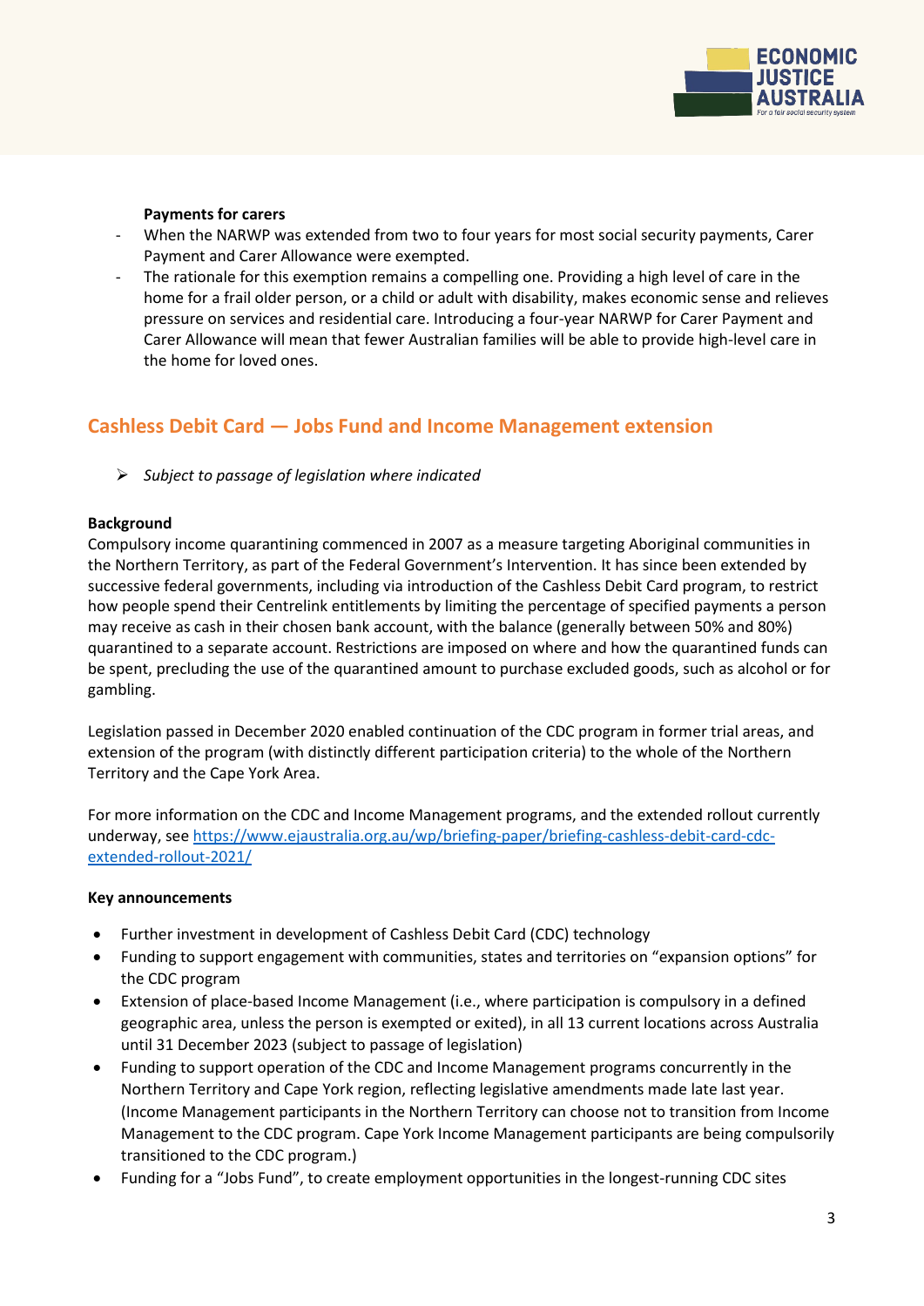**Payments for carers**

- When the NARWP was extended from two to four years for most social security payments, Carer Payment and Carer Allowance were exempted.
- The rationale for this exemption remains a compelling one. Providing a high level of care in the home for a frail older person, or a child or adult with disability, makes economic sense and relieves pressure on services and residential care. Introducing a four-year NARWP for Carer Payment and Carer Allowance will mean that fewer Australian families will be able to provide high-level care in the home for loved ones.

## Cashless Debit Card — Jobs Fund and Income Management extension

- *Subject to passage of legislation where indicated*

**Background**

Compulsory income quarantining commenced in 2007 as a measure targeting Aboriginal communities in the Northern Territory, as part of the Federal Government's Intervention. It has since been extended by successive federal governments, including via introduction of the Cashless Debit Card program, to restrict how people spend their Centrelink entitlements by limiting the percentage of specified payments a person may receive as cash in their chosen bank account, with the balance (generally between 50% and 80%) quarantined to a separate account. Restrictions are imposed on where and how the quarantined funds can be spent, precluding the use of the quarantined amount to purchase excluded goods, such as alcohol or for gambling.

Legislation passed in December 2020 enabled continuation of the CDC program in former trial areas, and extension of the program (with distinctly different participation criteria) to the whole of the Northern Territory and the Cape York Area.

For more information on the CDC and Income Management programs, and the extended rollout currently underway, see [https://www.ejaustralia.org.au/wp/briefing-paper/briefing-cashless-debit-card-cdc-extended-rollout-2021/](https://www.ejaustralia.org.au/wp/briefing-paper/briefing-cashless-debit-card-cdc-extended-rollout-2021/)

**Key announcements**

- Further investment in development of Cashless Debit Card (CDC) technology
- Funding to support engagement with communities, states and territories on "expansion options" for the CDC program
- Extension of place-based Income Management (i.e., where participation is compulsory in a defined geographic area, unless the person is exempted or exited), in all 13 current locations across Australia until 31 December 2023 (subject to passage of legislation)
- Funding to support operation of the CDC and Income Management programs concurrently in the Northern Territory and Cape York region, reflecting legislative amendments made late last year. (Income Management participants in the Northern Territory can choose not to transition from Income Management to the CDC program. Cape York Income Management participants are being compulsorily transitioned to the CDC program.)
- Funding for a "Jobs Fund", to create employment opportunities in the longest-running CDC sites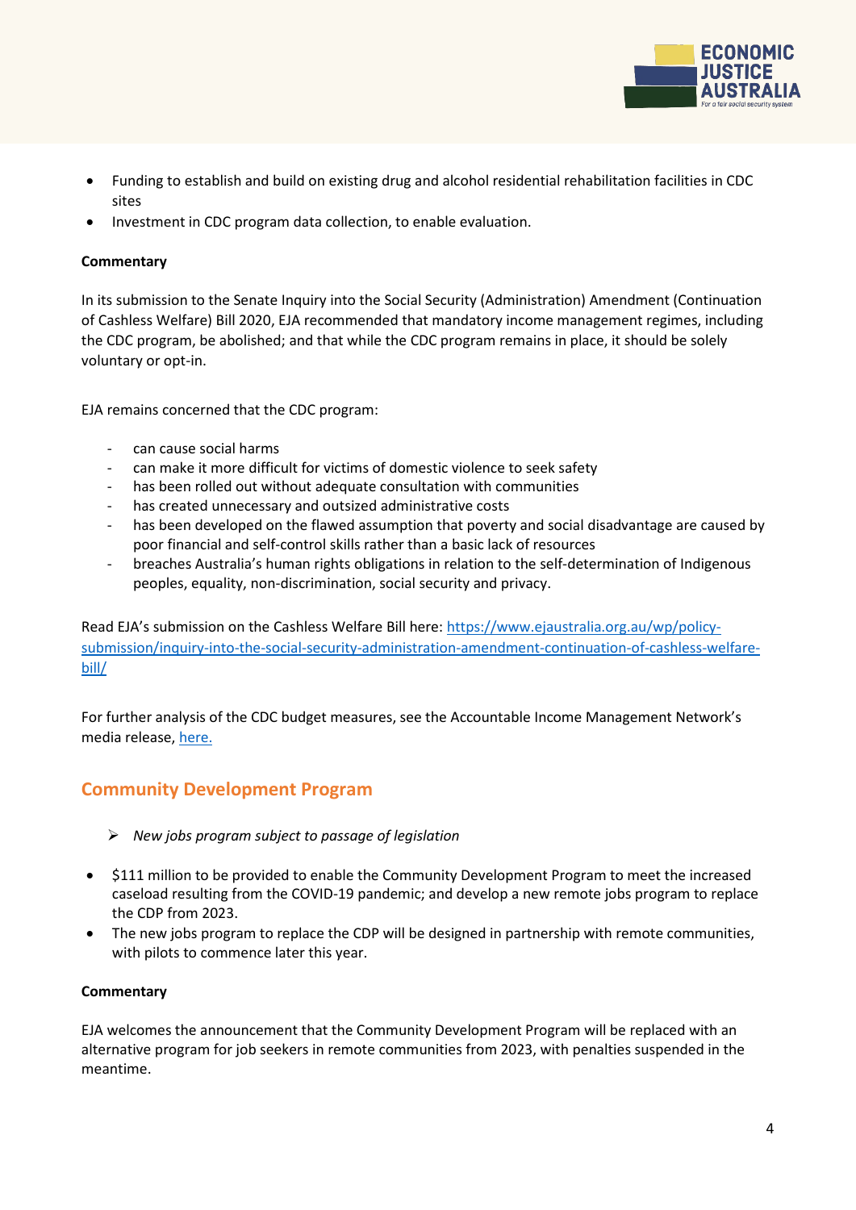- Funding to establish and build on existing drug and alcohol residential rehabilitation facilities in CDC sites
- Investment in CDC program data collection, to enable evaluation.

**Commentary**

In its submission to the Senate Inquiry into the Social Security (Administration) Amendment (Continuation of Cashless Welfare) Bill 2020, EJA recommended that mandatory income management regimes, including the CDC program, be abolished; and that while the CDC program remains in place, it should be solely voluntary or opt-in.

EJA remains concerned that the CDC program:

- can cause social harms
- can make it more difficult for victims of domestic violence to seek safety
- has been rolled out without adequate consultation with communities
- has created unnecessary and outsized administrative costs
- has been developed on the flawed assumption that poverty and social disadvantage are caused by poor financial and self-control skills rather than a basic lack of resources
- breaches Australia's human rights obligations in relation to the self-determination of Indigenous peoples, equality, non-discrimination, social security and privacy.

Read EJA's submission on the Cashless Welfare Bill here: [https://www.ejaustralia.org.au/wp/policy-submission/inquiry-into-the-social-security-administration-amendment-continuation-of-cashless-welfare-bill/](https://www.ejaustralia.org.au/wp/policy-submission/inquiry-into-the-social-security-administration-amendment-continuation-of-cashless-welfare-bill/)

For further analysis of the CDC budget measures, see the Accountable Income Management Network's media release, here.

## Community Development Program

- *New jobs program subject to passage of legislation*

- $111 million to be provided to enable the Community Development Program to meet the increased caseload resulting from the COVID-19 pandemic; and develop a new remote jobs program to replace the CDP from 2023.
- The new jobs program to replace the CDP will be designed in partnership with remote communities, with pilots to commence later this year.

**Commentary**

EJA welcomes the announcement that the Community Development Program will be replaced with an alternative program for job seekers in remote communities from 2023, with penalties suspended in the meantime.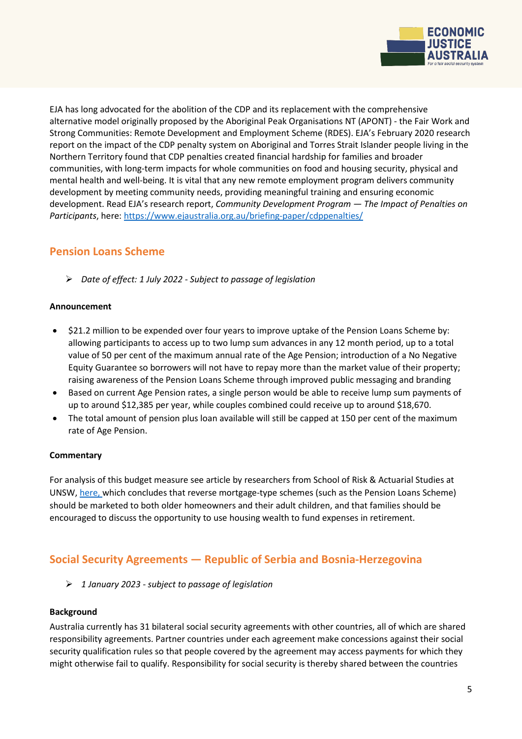EJA has long advocated for the abolition of the CDP and its replacement with the comprehensive alternative model originally proposed by the Aboriginal Peak Organisations NT (APONT) - the Fair Work and Strong Communities: Remote Development and Employment Scheme (RDES). EJA's February 2020 research report on the impact of the CDP penalty system on Aboriginal and Torres Strait Islander people living in the Northern Territory found that CDP penalties created financial hardship for families and broader communities, with long-term impacts for whole communities on food and housing security, physical and mental health and well-being. It is vital that any new remote employment program delivers community development by meeting community needs, providing meaningful training and ensuring economic development. Read EJA's research report, *Community Development Program — The Impact of Penalties on Participants*, here: [https://www.ejaustralia.org.au/briefing-paper/cdppenalties/](https://www.ejaustralia.org.au/briefing-paper/cdppenalties/)

## Pension Loans Scheme

- *Date of effect: 1 July 2022 - Subject to passage of legislation*

**Announcement**

- $21.2 million to be expended over four years to improve uptake of the Pension Loans Scheme by: allowing participants to access up to two lump sum advances in any 12 month period, up to a total value of 50 per cent of the maximum annual rate of the Age Pension; introduction of a No Negative Equity Guarantee so borrowers will not have to repay more than the market value of their property; raising awareness of the Pension Loans Scheme through improved public messaging and branding
- Based on current Age Pension rates, a single person would be able to receive lump sum payments of up to around $12,385 per year, while couples combined could receive up to around $18,670.
- The total amount of pension plus loan available will still be capped at 150 per cent of the maximum rate of Age Pension.

**Commentary**

For analysis of this budget measure see article by researchers from School of Risk & Actuarial Studies at UNSW, here, which concludes that reverse mortgage-type schemes (such as the Pension Loans Scheme) should be marketed to both older homeowners and their adult children, and that families should be encouraged to discuss the opportunity to use housing wealth to fund expenses in retirement.

## Social Security Agreements — Republic of Serbia and Bosnia-Herzegovina

- *1 January 2023 - subject to passage of legislation*

**Background**

Australia currently has 31 bilateral social security agreements with other countries, all of which are shared responsibility agreements. Partner countries under each agreement make concessions against their social security qualification rules so that people covered by the agreement may access payments for which they might otherwise fail to qualify. Responsibility for social security is thereby shared between the countries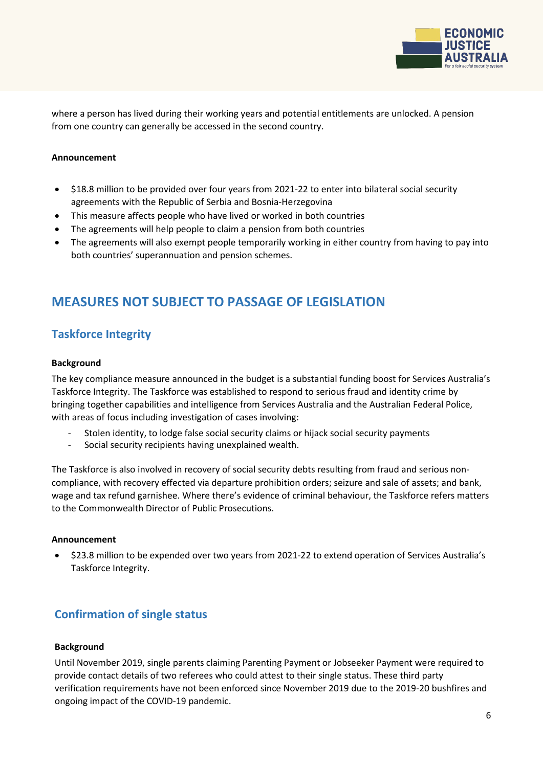where a person has lived during their working years and potential entitlements are unlocked. A pension from one country can generally be accessed in the second country.

**Announcement**

- $18.8 million to be provided over four years from 2021-22 to enter into bilateral social security agreements with the Republic of Serbia and Bosnia-Herzegovina
- This measure affects people who have lived or worked in both countries
- The agreements will help people to claim a pension from both countries
- The agreements will also exempt people temporarily working in either country from having to pay into both countries' superannuation and pension schemes.

## MEASURES NOT SUBJECT TO PASSAGE OF LEGISLATION

### Taskforce Integrity

**Background**

The key compliance measure announced in the budget is a substantial funding boost for Services Australia's Taskforce Integrity. The Taskforce was established to respond to serious fraud and identity crime by bringing together capabilities and intelligence from Services Australia and the Australian Federal Police, with areas of focus including investigation of cases involving:

- Stolen identity, to lodge false social security claims or hijack social security payments
- Social security recipients having unexplained wealth.

The Taskforce is also involved in recovery of social security debts resulting from fraud and serious non-compliance, with recovery effected via departure prohibition orders; seizure and sale of assets; and bank, wage and tax refund garnishee. Where there's evidence of criminal behaviour, the Taskforce refers matters to the Commonwealth Director of Public Prosecutions.

**Announcement**

- $23.8 million to be expended over two years from 2021-22 to extend operation of Services Australia's Taskforce Integrity.

### Confirmation of single status

**Background**

Until November 2019, single parents claiming Parenting Payment or Jobseeker Payment were required to provide contact details of two referees who could attest to their single status. These third party verification requirements have not been enforced since November 2019 due to the 2019-20 bushfires and ongoing impact of the COVID-19 pandemic.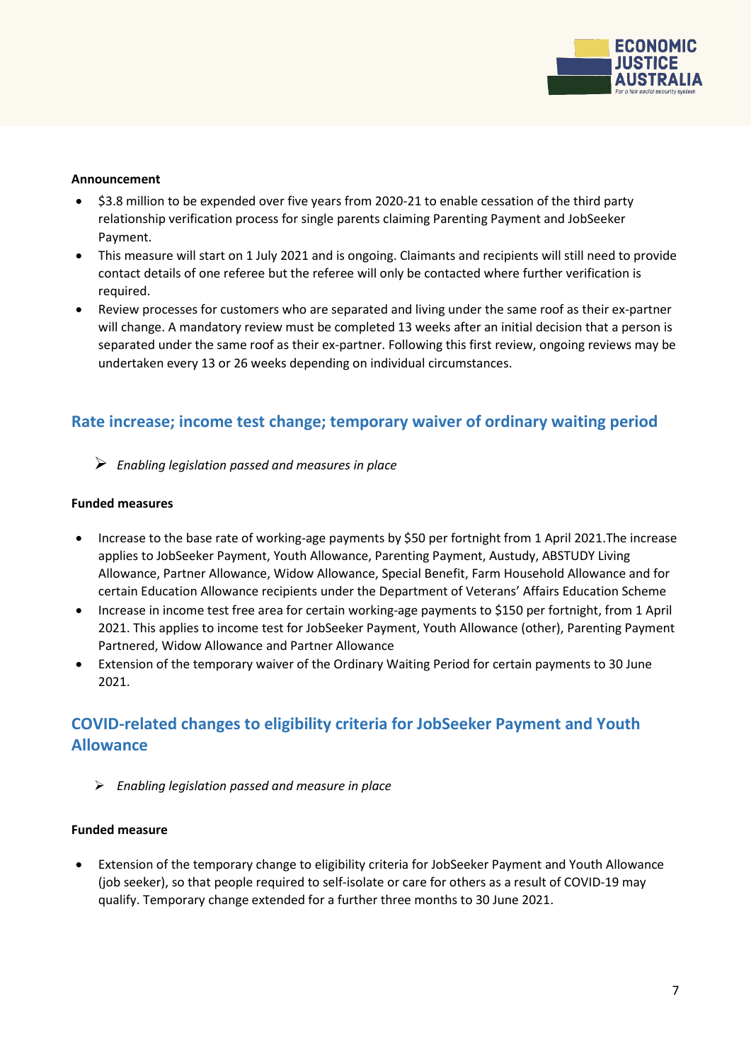**Announcement**

- $3.8 million to be expended over five years from 2020-21 to enable cessation of the third party relationship verification process for single parents claiming Parenting Payment and JobSeeker Payment.
- This measure will start on 1 July 2021 and is ongoing. Claimants and recipients will still need to provide contact details of one referee but the referee will only be contacted where further verification is required.
- Review processes for customers who are separated and living under the same roof as their ex-partner will change. A mandatory review must be completed 13 weeks after an initial decision that a person is separated under the same roof as their ex-partner. Following this first review, ongoing reviews may be undertaken every 13 or 26 weeks depending on individual circumstances.

## Rate increase; income test change; temporary waiver of ordinary waiting period

- *Enabling legislation passed and measures in place*

**Funded measures**

- Increase to the base rate of working-age payments by $50 per fortnight from 1 April 2021.The increase applies to JobSeeker Payment, Youth Allowance, Parenting Payment, Austudy, ABSTUDY Living Allowance, Partner Allowance, Widow Allowance, Special Benefit, Farm Household Allowance and for certain Education Allowance recipients under the Department of Veterans' Affairs Education Scheme
- Increase in income test free area for certain working-age payments to $150 per fortnight, from 1 April 2021. This applies to income test for JobSeeker Payment, Youth Allowance (other), Parenting Payment Partnered, Widow Allowance and Partner Allowance
- Extension of the temporary waiver of the Ordinary Waiting Period for certain payments to 30 June 2021.

## COVID-related changes to eligibility criteria for JobSeeker Payment and Youth Allowance

- *Enabling legislation passed and measure in place*

**Funded measure**

- Extension of the temporary change to eligibility criteria for JobSeeker Payment and Youth Allowance (job seeker), so that people required to self-isolate or care for others as a result of COVID-19 may qualify. Temporary change extended for a further three months to 30 June 2021.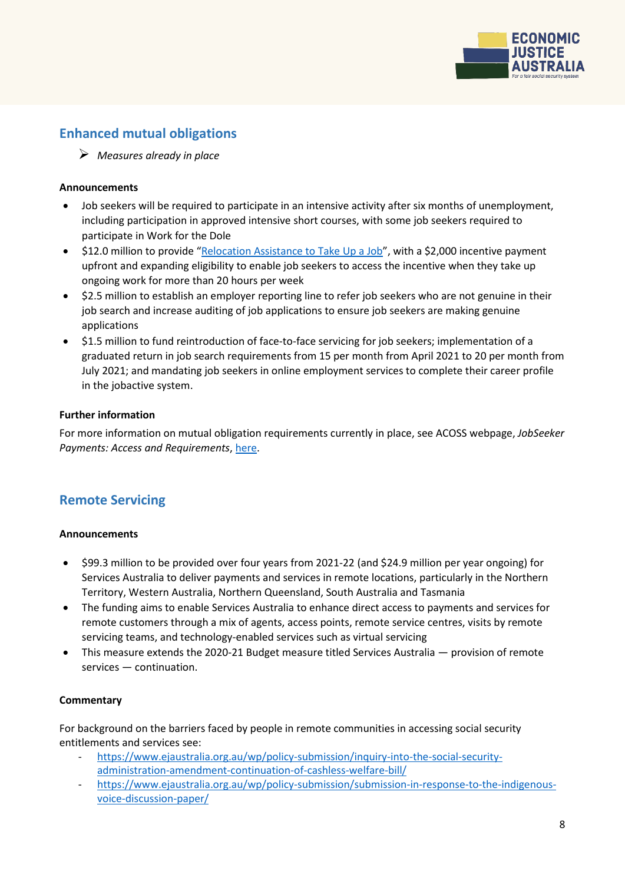## Enhanced mutual obligations

- *Measures already in place*

**Announcements**

- Job seekers will be required to participate in an intensive activity after six months of unemployment, including participation in approved intensive short courses, with some job seekers required to participate in Work for the Dole
- $12.0 million to provide "Relocation Assistance to Take Up a Job", with a $2,000 incentive payment upfront and expanding eligibility to enable job seekers to access the incentive when they take up ongoing work for more than 20 hours per week
- $2.5 million to establish an employer reporting line to refer job seekers who are not genuine in their job search and increase auditing of job applications to ensure job seekers are making genuine applications
- $1.5 million to fund reintroduction of face-to-face servicing for job seekers; implementation of a graduated return in job search requirements from 15 per month from April 2021 to 20 per month from July 2021; and mandating job seekers in online employment services to complete their career profile in the jobactive system.

**Further information**

For more information on mutual obligation requirements currently in place, see ACOSS webpage, *JobSeeker Payments: Access and Requirements*, here.

## Remote Servicing

**Announcements**

- $99.3 million to be provided over four years from 2021-22 (and $24.9 million per year ongoing) for Services Australia to deliver payments and services in remote locations, particularly in the Northern Territory, Western Australia, Northern Queensland, South Australia and Tasmania
- The funding aims to enable Services Australia to enhance direct access to payments and services for remote customers through a mix of agents, access points, remote service centres, visits by remote servicing teams, and technology-enabled services such as virtual servicing
- This measure extends the 2020-21 Budget measure titled Services Australia — provision of remote services — continuation.

**Commentary**

For background on the barriers faced by people in remote communities in accessing social security entitlements and services see:

- https://www.ejaustralia.org.au/wp/policy-submission/inquiry-into-the-social-security-administration-amendment-continuation-of-cashless-welfare-bill/
- https://www.ejaustralia.org.au/wp/policy-submission/submission-in-response-to-the-indigenous-voice-discussion-paper/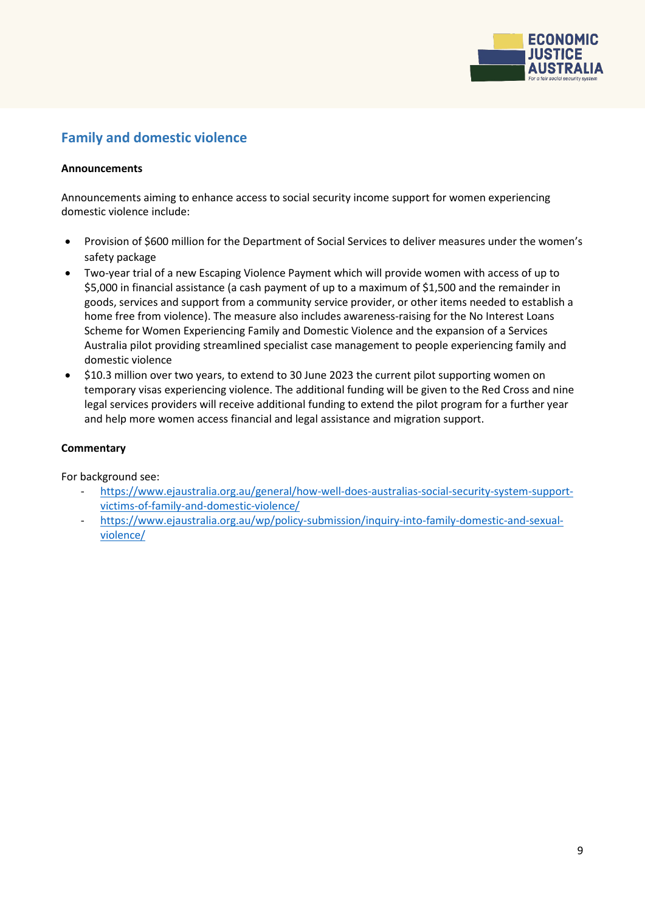## Family and domestic violence

**Announcements**

Announcements aiming to enhance access to social security income support for women experiencing domestic violence include:

- Provision of $600 million for the Department of Social Services to deliver measures under the women's safety package
- Two-year trial of a new Escaping Violence Payment which will provide women with access of up to $5,000 in financial assistance (a cash payment of up to a maximum of $1,500 and the remainder in goods, services and support from a community service provider, or other items needed to establish a home free from violence). The measure also includes awareness-raising for the No Interest Loans Scheme for Women Experiencing Family and Domestic Violence and the expansion of a Services Australia pilot providing streamlined specialist case management to people experiencing family and domestic violence
- $10.3 million over two years, to extend to 30 June 2023 the current pilot supporting women on temporary visas experiencing violence. The additional funding will be given to the Red Cross and nine legal services providers will receive additional funding to extend the pilot program for a further year and help more women access financial and legal assistance and migration support.

**Commentary**

For background see:

- https://www.ejaustralia.org.au/general/how-well-does-australias-social-security-system-support-victims-of-family-and-domestic-violence/
- https://www.ejaustralia.org.au/wp/policy-submission/inquiry-into-family-domestic-and-sexual-violence/